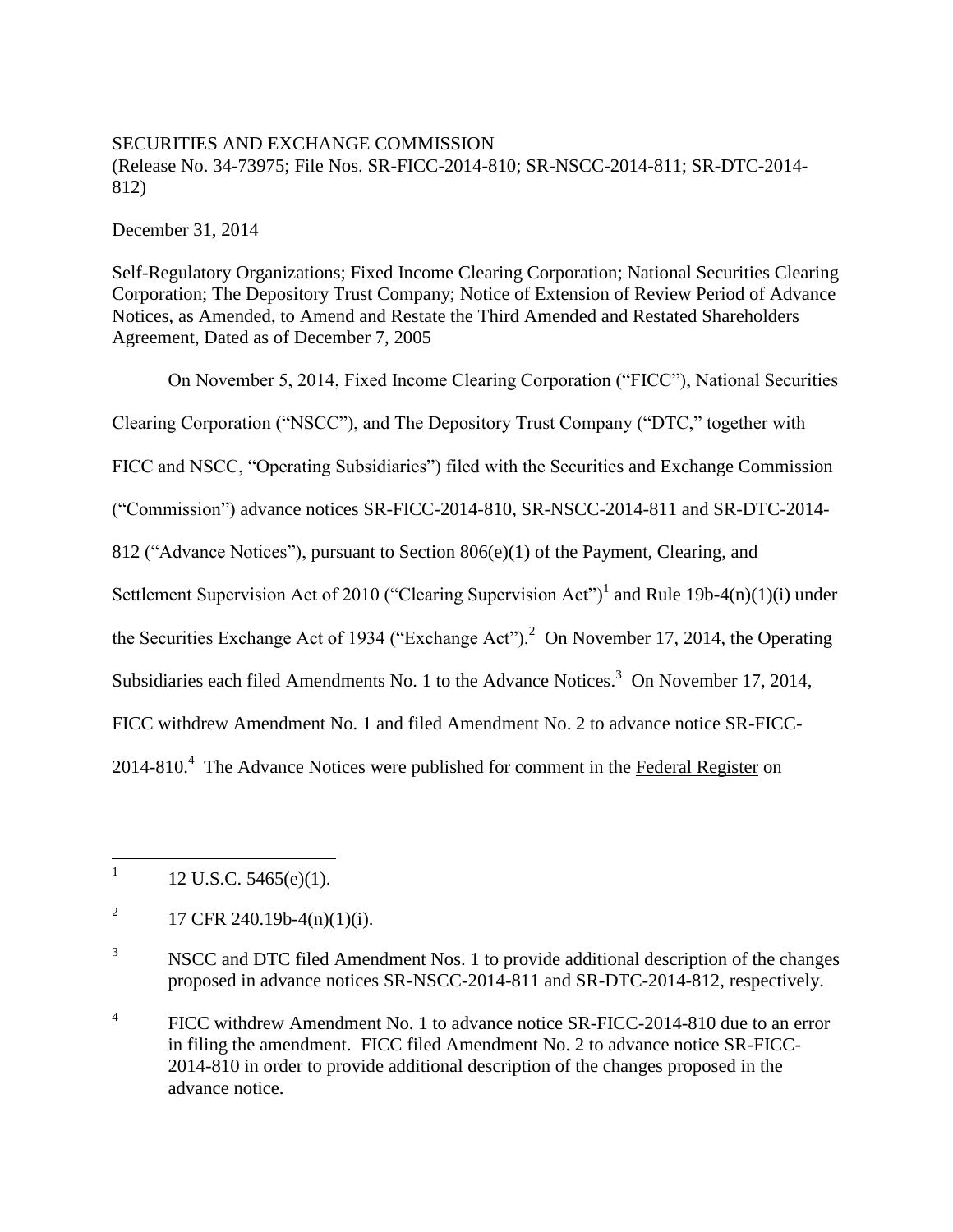SECURITIES AND EXCHANGE COMMISSION
(Release No. 34-73975; File Nos. SR-FICC-2014-810; SR-NSCC-2014-811; SR-DTC-2014-812)

December 31, 2014

Self-Regulatory Organizations; Fixed Income Clearing Corporation; National Securities Clearing Corporation; The Depository Trust Company; Notice of Extension of Review Period of Advance Notices, as Amended, to Amend and Restate the Third Amended and Restated Shareholders Agreement, Dated as of December 7, 2005

On November 5, 2014, Fixed Income Clearing Corporation ("FICC"), National Securities Clearing Corporation ("NSCC"), and The Depository Trust Company ("DTC," together with FICC and NSCC, "Operating Subsidiaries") filed with the Securities and Exchange Commission ("Commission") advance notices SR-FICC-2014-810, SR-NSCC-2014-811 and SR-DTC-2014-812 ("Advance Notices"), pursuant to Section 806(e)(1) of the Payment, Clearing, and Settlement Supervision Act of 2010 ("Clearing Supervision Act")[1] and Rule 19b-4(n)(1)(i) under the Securities Exchange Act of 1934 ("Exchange Act").[2] On November 17, 2014, the Operating Subsidiaries each filed Amendments No. 1 to the Advance Notices.[3] On November 17, 2014, FICC withdrew Amendment No. 1 and filed Amendment No. 2 to advance notice SR-FICC-2014-810.[4] The Advance Notices were published for comment in the Federal Register on

---

[1] 12 U.S.C. 5465(e)(1).

[2] 17 CFR 240.19b-4(n)(1)(i).

[3] NSCC and DTC filed Amendment Nos. 1 to provide additional description of the changes proposed in advance notices SR-NSCC-2014-811 and SR-DTC-2014-812, respectively.

[4] FICC withdrew Amendment No. 1 to advance notice SR-FICC-2014-810 due to an error in filing the amendment. FICC filed Amendment No. 2 to advance notice SR-FICC-2014-810 in order to provide additional description of the changes proposed in the advance notice.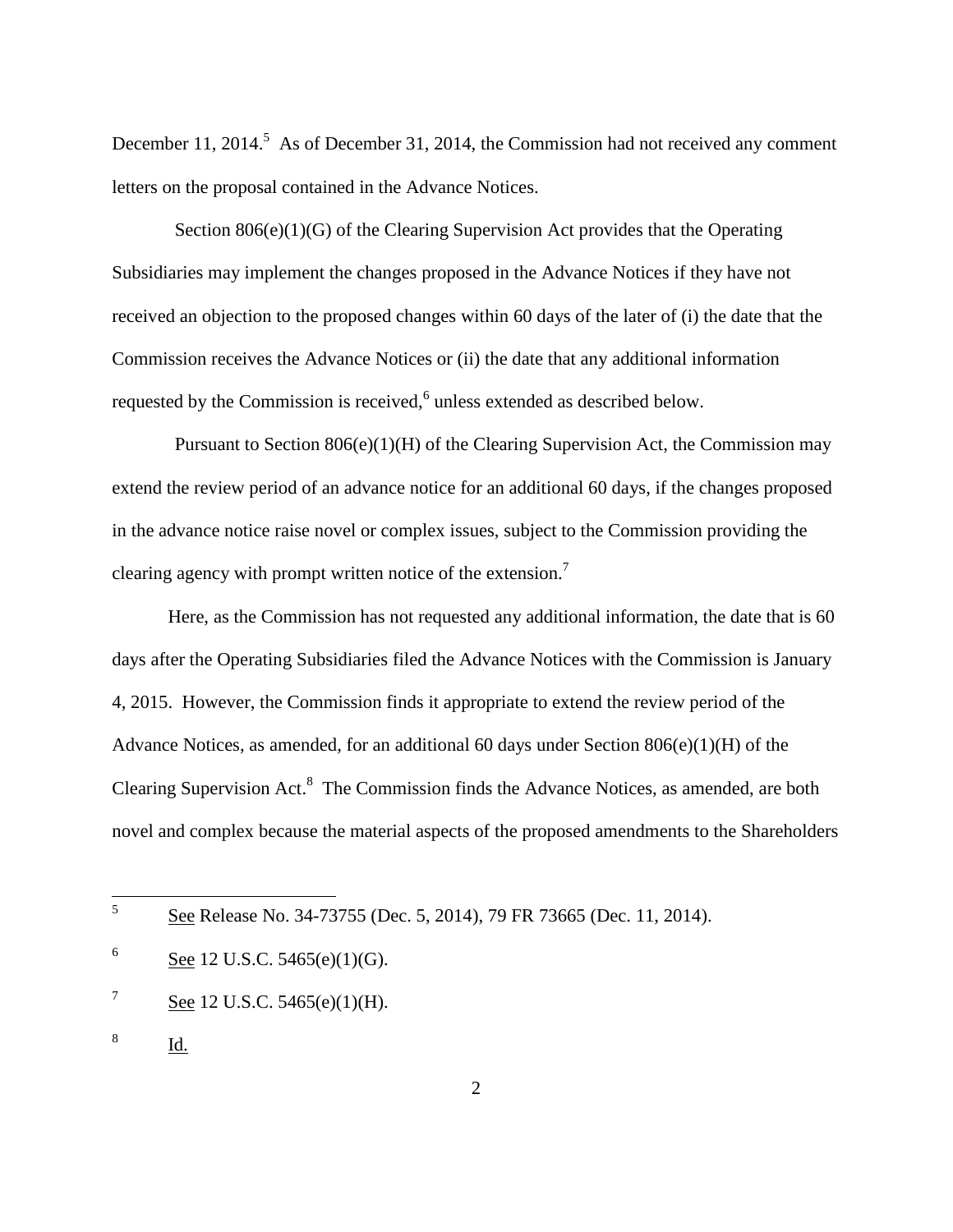December 11, 2014.[5] As of December 31, 2014, the Commission had not received any comment letters on the proposal contained in the Advance Notices.

Section 806(e)(1)(G) of the Clearing Supervision Act provides that the Operating Subsidiaries may implement the changes proposed in the Advance Notices if they have not received an objection to the proposed changes within 60 days of the later of (i) the date that the Commission receives the Advance Notices or (ii) the date that any additional information requested by the Commission is received,[6] unless extended as described below.

Pursuant to Section 806(e)(1)(H) of the Clearing Supervision Act, the Commission may extend the review period of an advance notice for an additional 60 days, if the changes proposed in the advance notice raise novel or complex issues, subject to the Commission providing the clearing agency with prompt written notice of the extension.[7]

Here, as the Commission has not requested any additional information, the date that is 60 days after the Operating Subsidiaries filed the Advance Notices with the Commission is January 4, 2015. However, the Commission finds it appropriate to extend the review period of the Advance Notices, as amended, for an additional 60 days under Section 806(e)(1)(H) of the Clearing Supervision Act.[8] The Commission finds the Advance Notices, as amended, are both novel and complex because the material aspects of the proposed amendments to the Shareholders

---

[5] See Release No. 34-73755 (Dec. 5, 2014), 79 FR 73665 (Dec. 11, 2014).

[6] See 12 U.S.C. 5465(e)(1)(G).

[7] See 12 U.S.C. 5465(e)(1)(H).

[8] Id.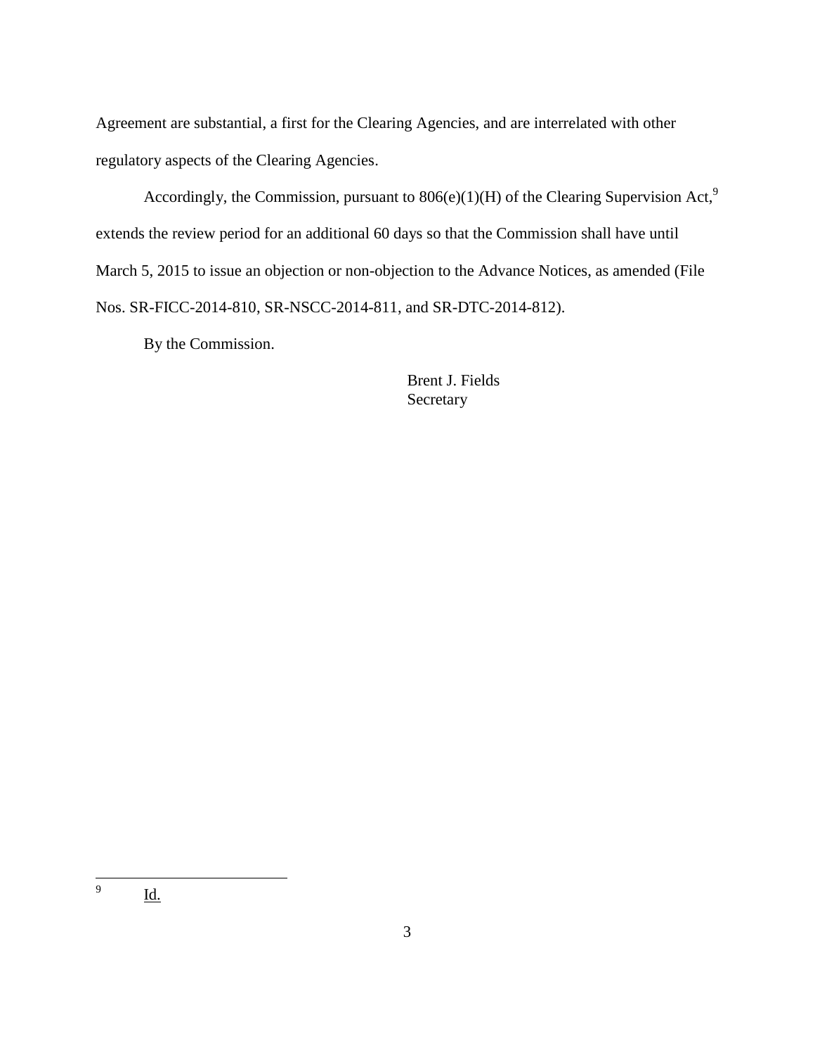Agreement are substantial, a first for the Clearing Agencies, and are interrelated with other regulatory aspects of the Clearing Agencies.

Accordingly, the Commission, pursuant to 806(e)(1)(H) of the Clearing Supervision Act,[9] extends the review period for an additional 60 days so that the Commission shall have until March 5, 2015 to issue an objection or non-objection to the Advance Notices, as amended (File Nos. SR-FICC-2014-810, SR-NSCC-2014-811, and SR-DTC-2014-812).

By the Commission.

Brent J. Fields
Secretary

---

[9] Id.